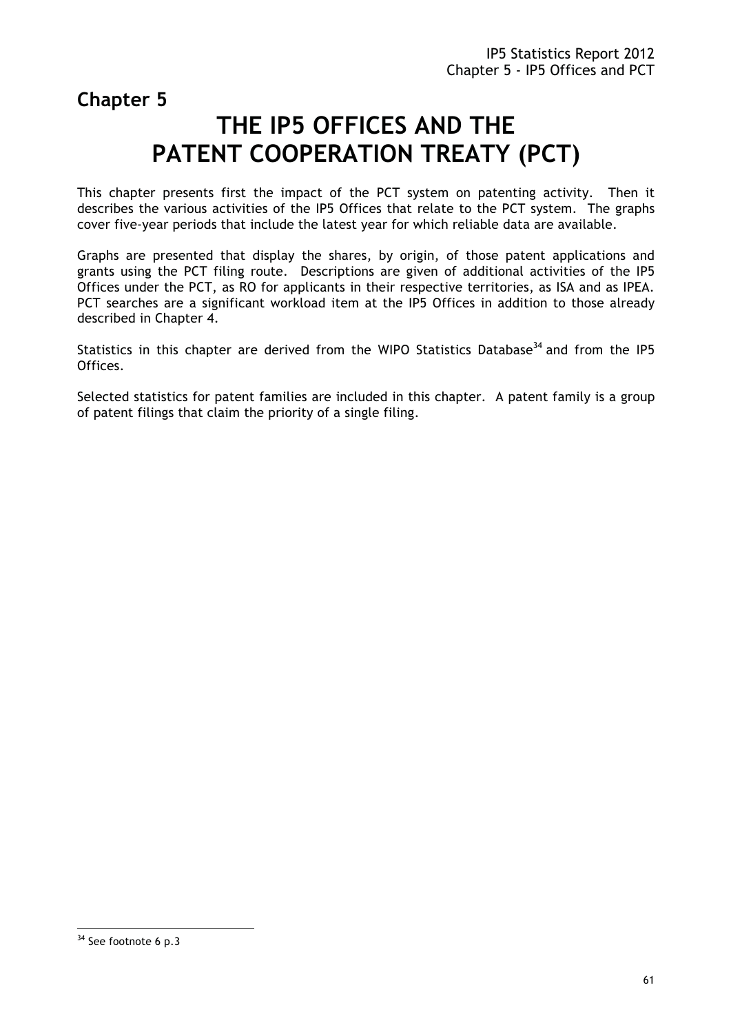## Chapter 5

# THE IP5 OFFICES AND THE PATENT COOPERATION TREATY (PCT)

This chapter presents first the impact of the PCT system on patenting activity. Then it describes the various activities of the IP5 Offices that relate to the PCT system. The graphs cover five-year periods that include the latest year for which reliable data are available.

Graphs are presented that display the shares, by origin, of those patent applications and grants using the PCT filing route. Descriptions are given of additional activities of the IP5 Offices under the PCT, as RO for applicants in their respective territories, as ISA and as IPEA. PCT searches are a significant workload item at the IP5 Offices in addition to those already described in Chapter 4.

Statistics in this chapter are derived from the WIPO Statistics Database[34] and from the IP5 Offices.

Selected statistics for patent families are included in this chapter. A patent family is a group of patent filings that claim the priority of a single filing.

[34] See footnote 6 p.3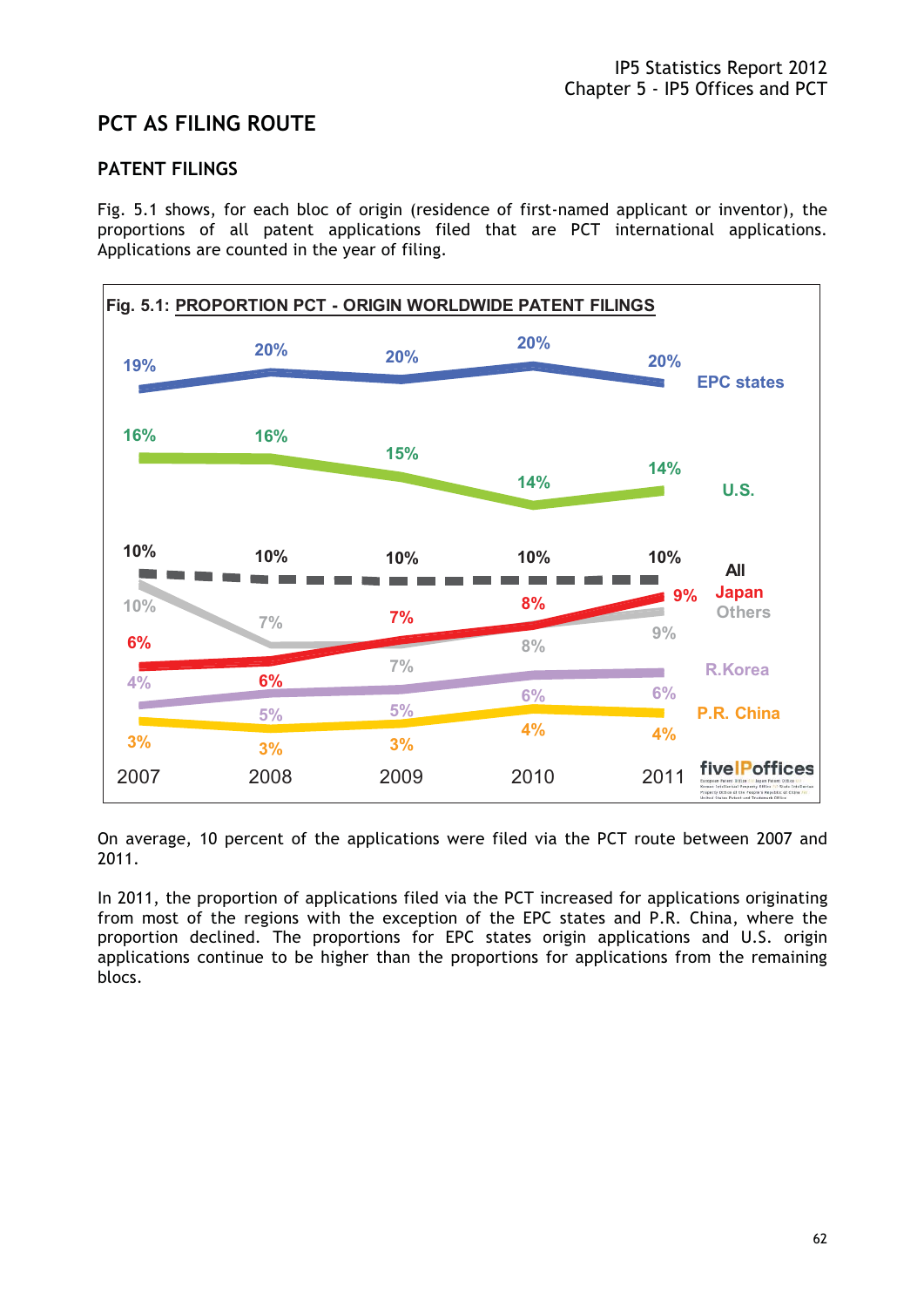## PCT AS FILING ROUTE

### PATENT FILINGS

Fig. 5.1 shows, for each bloc of origin (residence of first-named applicant or inventor), the proportions of all patent applications filed that are PCT international applications. Applications are counted in the year of filing.

**Fig. 5.1: PROPORTION PCT - ORIGIN WORLDWIDE PATENT FILINGS**

| | 2007 | 2008 | 2009 | 2010 | 2011 |
|---|---|---|---|---|---|
| EPC states | 19% | 20% | 20% | 20% | 20% |
| U.S. | 16% | 16% | 15% | 14% | 14% |
| All | 10% | 10% | 10% | 10% | 10% |
| Japan | 6% | 6% | 7% | 8% | 9% |
| Others | 10% | 7% | 7% | 8% | 9% |
| R.Korea | 4% | 5% | 5% | 6% | 6% |
| P.R. China | 3% | 3% | 3% | 4% | 4% |

On average, 10 percent of the applications were filed via the PCT route between 2007 and 2011.

In 2011, the proportion of applications filed via the PCT increased for applications originating from most of the regions with the exception of the EPC states and P.R. China, where the proportion declined. The proportions for EPC states origin applications and U.S. origin applications continue to be higher than the proportions for applications from the remaining blocs.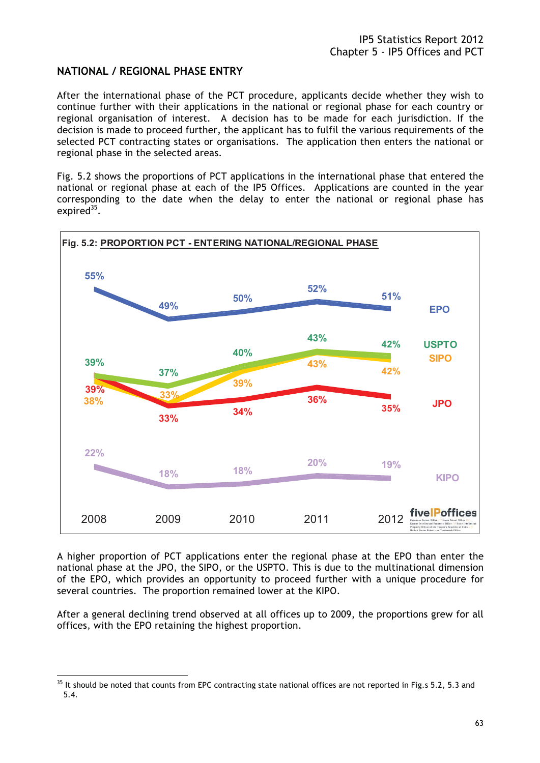## NATIONAL / REGIONAL PHASE ENTRY

After the international phase of the PCT procedure, applicants decide whether they wish to continue further with their applications in the national or regional phase for each country or regional organisation of interest. A decision has to be made for each jurisdiction. If the decision is made to proceed further, the applicant has to fulfil the various requirements of the selected PCT contracting states or organisations. The application then enters the national or regional phase in the selected areas.

Fig. 5.2 shows the proportions of PCT applications in the international phase that entered the national or regional phase at each of the IP5 Offices. Applications are counted in the year corresponding to the date when the delay to enter the national or regional phase has expired[35].

**Fig. 5.2: PROPORTION PCT - ENTERING NATIONAL/REGIONAL PHASE**

| | 2008 | 2009 | 2010 | 2011 | 2012 |
|---|---|---|---|---|---|
| EPO | 55% | 49% | 50% | 52% | 51% |
| USPTO | 39% | 37% | 40% | 43% | 42% |
| SIPO | 38% | 33% | 39% | 43% | 42% |
| JPO | 39% | 33% | 34% | 36% | 35% |
| KIPO | 22% | 18% | 18% | 20% | 19% |

A higher proportion of PCT applications enter the regional phase at the EPO than enter the national phase at the JPO, the SIPO, or the USPTO. This is due to the multinational dimension of the EPO, which provides an opportunity to proceed further with a unique procedure for several countries. The proportion remained lower at the KIPO.

After a general declining trend observed at all offices up to 2009, the proportions grew for all offices, with the EPO retaining the highest proportion.

[35] It should be noted that counts from EPC contracting state national offices are not reported in Fig.s 5.2, 5.3 and 5.4.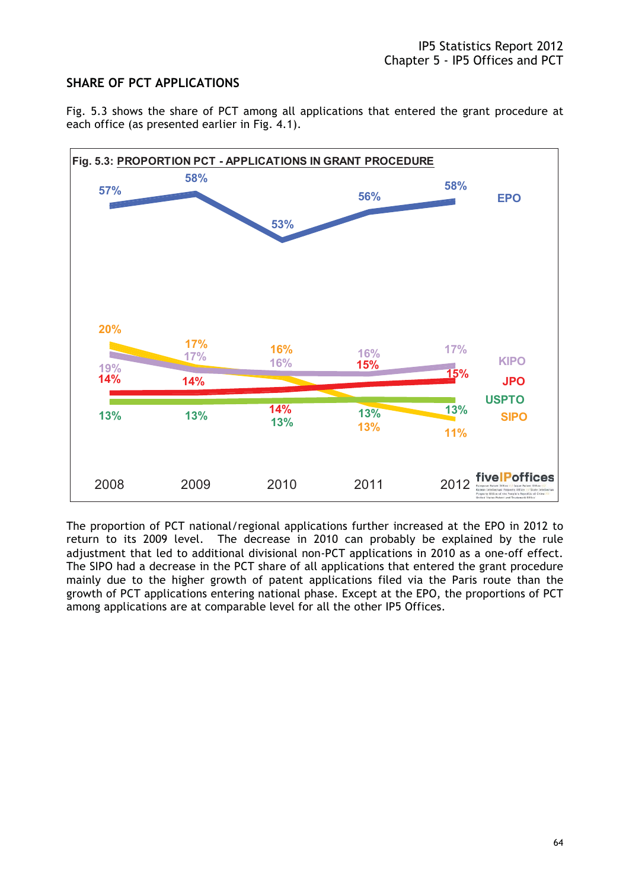## SHARE OF PCT APPLICATIONS

Fig. 5.3 shows the share of PCT among all applications that entered the grant procedure at each office (as presented earlier in Fig. 4.1).

**Fig. 5.3: PROPORTION PCT - APPLICATIONS IN GRANT PROCEDURE**

| | 2008 | 2009 | 2010 | 2011 | 2012 |
|---|---|---|---|---|---|
| EPO | 57% | 58% | 53% | 56% | 58% |
| KIPO | 19% | 17% | 16% | 16% | 17% |
| JPO | 14% | 14% | 14% | 15% | 15% |
| USPTO | 13% | 13% | 13% | 13% | 13% |
| SIPO | 20% | 17% | 16% | 13% | 11% |

The proportion of PCT national/regional applications further increased at the EPO in 2012 to return to its 2009 level. The decrease in 2010 can probably be explained by the rule adjustment that led to additional divisional non-PCT applications in 2010 as a one-off effect. The SIPO had a decrease in the PCT share of all applications that entered the grant procedure mainly due to the higher growth of patent applications filed via the Paris route than the growth of PCT applications entering national phase. Except at the EPO, the proportions of PCT among applications are at comparable level for all the other IP5 Offices.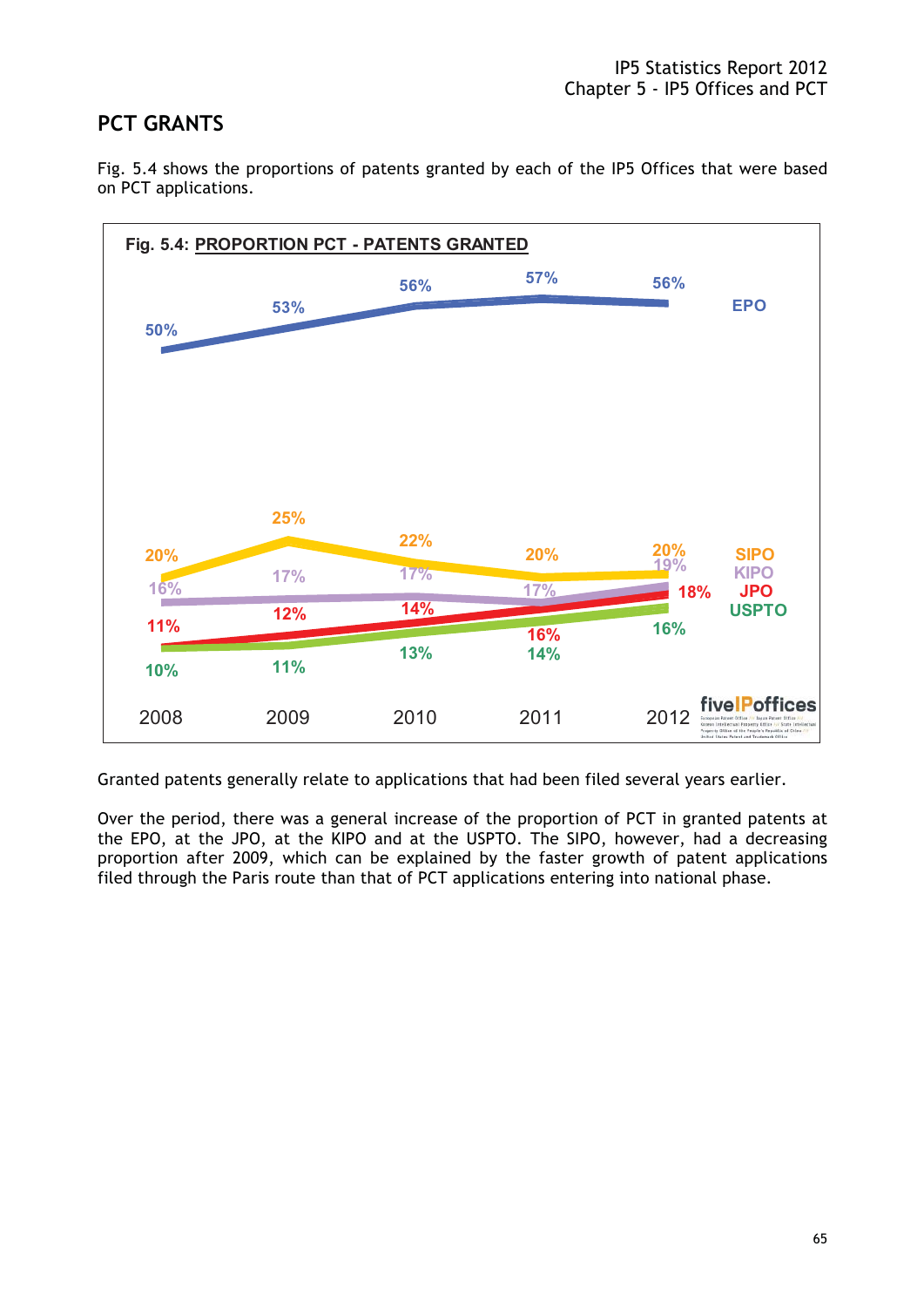## PCT GRANTS

Fig. 5.4 shows the proportions of patents granted by each of the IP5 Offices that were based on PCT applications.

**Fig. 5.4: PROPORTION PCT - PATENTS GRANTED**

| | 2008 | 2009 | 2010 | 2011 | 2012 |
|---|---|---|---|---|---|
| EPO | 50% | 53% | 56% | 57% | 56% |
| SIPO | 20% | 25% | 22% | 20% | 20% |
| KIPO | 16% | 17% | 17% | 17% | 19% |
| JPO | 11% | 12% | 14% | 16% | 18% |
| USPTO | 10% | 11% | 13% | 14% | 16% |

Granted patents generally relate to applications that had been filed several years earlier.

Over the period, there was a general increase of the proportion of PCT in granted patents at the EPO, at the JPO, at the KIPO and at the USPTO. The SIPO, however, had a decreasing proportion after 2009, which can be explained by the faster growth of patent applications filed through the Paris route than that of PCT applications entering into national phase.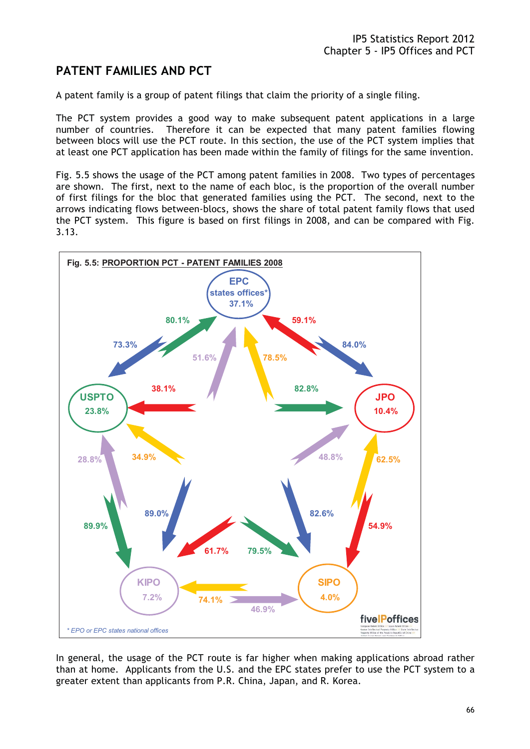## PATENT FAMILIES AND PCT

A patent family is a group of patent filings that claim the priority of a single filing.

The PCT system provides a good way to make subsequent patent applications in a large number of countries. Therefore it can be expected that many patent families flowing between blocs will use the PCT route. In this section, the use of the PCT system implies that at least one PCT application has been made within the family of filings for the same invention.

Fig. 5.5 shows the usage of the PCT among patent families in 2008. Two types of percentages are shown. The first, next to the name of each bloc, is the proportion of the overall number of first filings for the bloc that generated families using the PCT. The second, next to the arrows indicating flows between-blocs, shows the share of total patent family flows that used the PCT system. This figure is based on first filings in 2008, and can be compared with Fig. 3.13.

**Fig. 5.5: PROPORTION PCT - PATENT FAMILIES 2008**

EPC states offices* 37.1%
USPTO 23.8%
JPO 10.4%
KIPO 7.2%
SIPO 4.0%

80.1% 73.3% 59.1% 84.0% 51.6% 78.5% 38.1% 82.8% 28.8% 34.9% 48.8% 62.5% 89.0% 82.6% 89.9% 54.9% 61.7% 79.5% 74.1% 46.9%

* EPO or EPC states national offices

In general, the usage of the PCT route is far higher when making applications abroad rather than at home. Applicants from the U.S. and the EPC states prefer to use the PCT system to a greater extent than applicants from P.R. China, Japan, and R. Korea.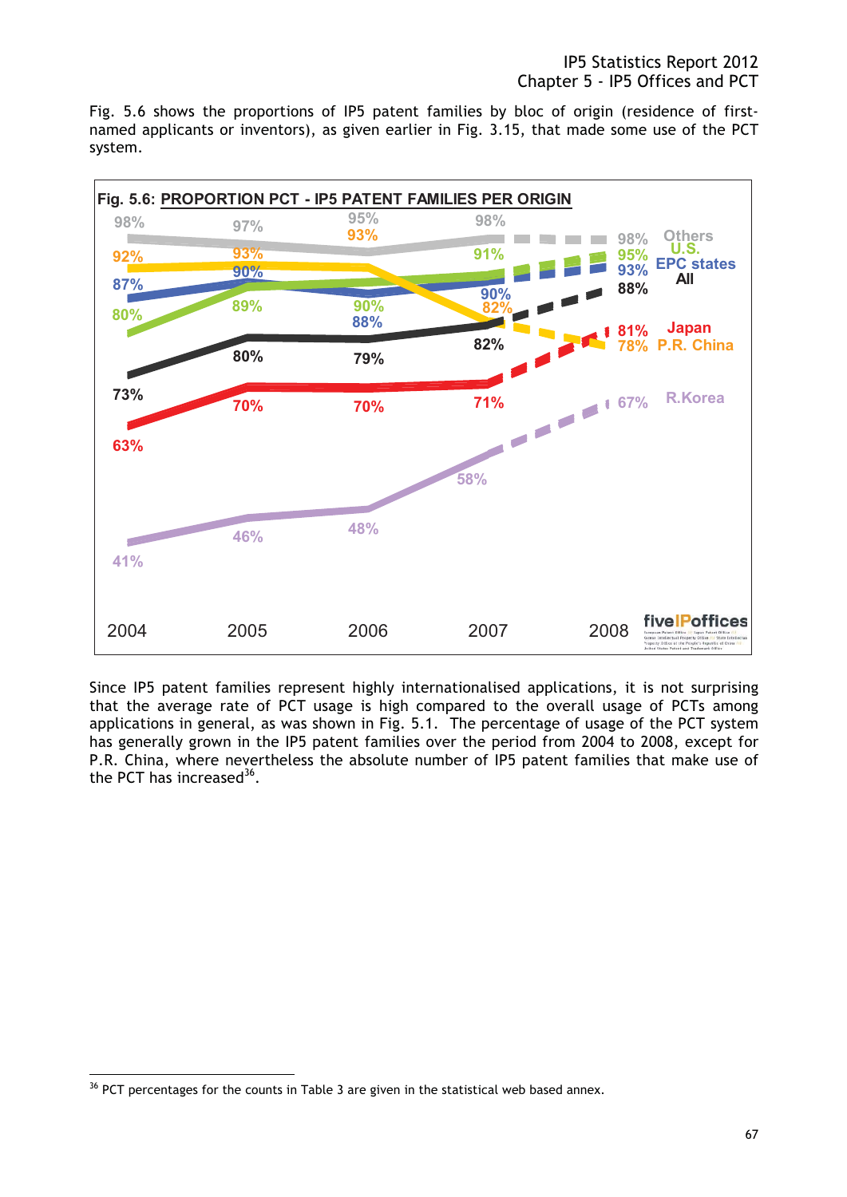Fig. 5.6 shows the proportions of IP5 patent families by bloc of origin (residence of first-named applicants or inventors), as given earlier in Fig. 3.15, that made some use of the PCT system.

**Fig. 5.6: PROPORTION PCT - IP5 PATENT FAMILIES PER ORIGIN**

| | 2004 | 2005 | 2006 | 2007 | 2008 |
|---|---|---|---|---|---|
| Others | 98% | 97% | 95% | 98% | 98% |
| U.S. | 80% | 89% | 90% | 91% | 95% |
| EPC states | 87% | 90% | 88% | 90% | 93% |
| All | 73% | 80% | 79% | 82% | 88% |
| Japan | 63% | 70% | 70% | 71% | 81% |
| P.R. China | 92% | 93% | 93% | 82% | 78% |
| R.Korea | 41% | 46% | 48% | 58% | 67% |

Since IP5 patent families represent highly internationalised applications, it is not surprising that the average rate of PCT usage is high compared to the overall usage of PCTs among applications in general, as was shown in Fig. 5.1. The percentage of usage of the PCT system has generally grown in the IP5 patent families over the period from 2004 to 2008, except for P.R. China, where nevertheless the absolute number of IP5 patent families that make use of the PCT has increased[36].

[36] PCT percentages for the counts in Table 3 are given in the statistical web based annex.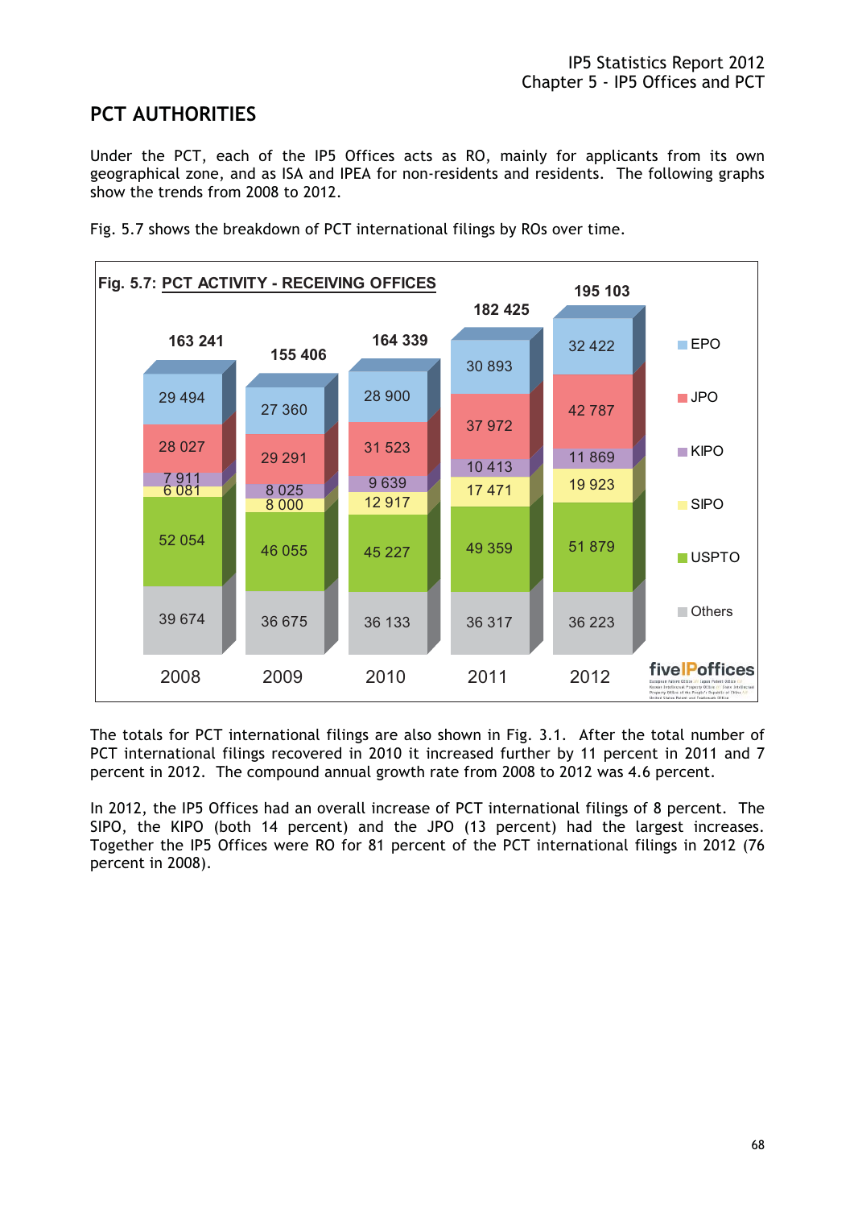## PCT AUTHORITIES

Under the PCT, each of the IP5 Offices acts as RO, mainly for applicants from its own geographical zone, and as ISA and IPEA for non-residents and residents. The following graphs show the trends from 2008 to 2012.

Fig. 5.7 shows the breakdown of PCT international filings by ROs over time.

**Fig. 5.7: PCT ACTIVITY - RECEIVING OFFICES**

| | 2008 | 2009 | 2010 | 2011 | 2012 |
|---|---|---|---|---|---|
| EPO | 29 494 | 27 360 | 28 900 | 30 893 | 32 422 |
| JPO | 28 027 | 29 291 | 31 523 | 37 972 | 42 787 |
| KIPO | 7 911 | 8 025 | 9 639 | 10 413 | 11 869 |
| SIPO | 6 081 | 8 000 | 12 917 | 17 471 | 19 923 |
| USPTO | 52 054 | 46 055 | 45 227 | 49 359 | 51 879 |
| Others | 39 674 | 36 675 | 36 133 | 36 317 | 36 223 |
| Total | 163 241 | 155 406 | 164 339 | 182 425 | 195 103 |

The totals for PCT international filings are also shown in Fig. 3.1. After the total number of PCT international filings recovered in 2010 it increased further by 11 percent in 2011 and 7 percent in 2012. The compound annual growth rate from 2008 to 2012 was 4.6 percent.

In 2012, the IP5 Offices had an overall increase of PCT international filings of 8 percent. The SIPO, the KIPO (both 14 percent) and the JPO (13 percent) had the largest increases. Together the IP5 Offices were RO for 81 percent of the PCT international filings in 2012 (76 percent in 2008).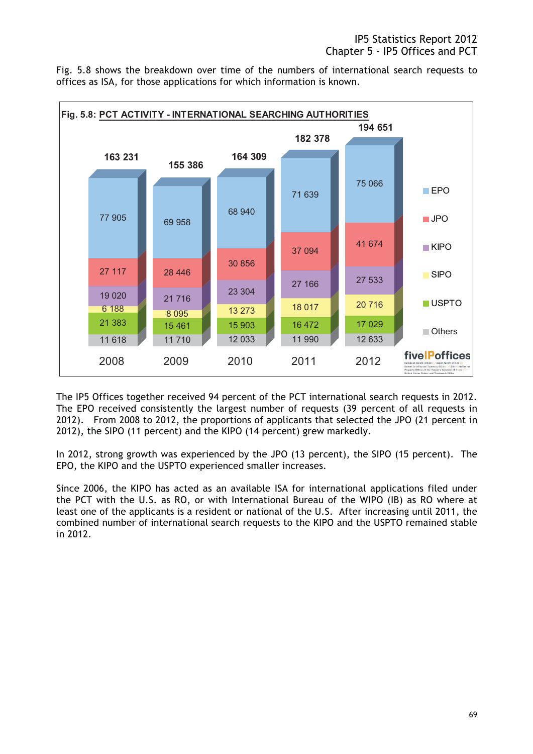Fig. 5.8 shows the breakdown over time of the numbers of international search requests to offices as ISA, for those applications for which information is known.

**Fig. 5.8: PCT ACTIVITY - INTERNATIONAL SEARCHING AUTHORITIES**

| | 2008 | 2009 | 2010 | 2011 | 2012 |
|---|---|---|---|---|---|
| EPO | 77 905 | 69 958 | 68 940 | 71 639 | 75 066 |
| JPO | 27 117 | 28 446 | 30 856 | 37 094 | 41 674 |
| KIPO | 19 020 | 21 716 | 23 304 | 27 166 | 27 533 |
| SIPO | 6 188 | 8 095 | 13 273 | 18 017 | 20 716 |
| USPTO | 21 383 | 15 461 | 15 903 | 16 472 | 17 029 |
| Others | 11 618 | 11 710 | 12 033 | 11 990 | 12 633 |
| Total | 163 231 | 155 386 | 164 309 | 182 378 | 194 651 |

The IP5 Offices together received 94 percent of the PCT international search requests in 2012. The EPO received consistently the largest number of requests (39 percent of all requests in 2012). From 2008 to 2012, the proportions of applicants that selected the JPO (21 percent in 2012), the SIPO (11 percent) and the KIPO (14 percent) grew markedly.

In 2012, strong growth was experienced by the JPO (13 percent), the SIPO (15 percent). The EPO, the KIPO and the USPTO experienced smaller increases.

Since 2006, the KIPO has acted as an available ISA for international applications filed under the PCT with the U.S. as RO, or with International Bureau of the WIPO (IB) as RO where at least one of the applicants is a resident or national of the U.S. After increasing until 2011, the combined number of international search requests to the KIPO and the USPTO remained stable in 2012.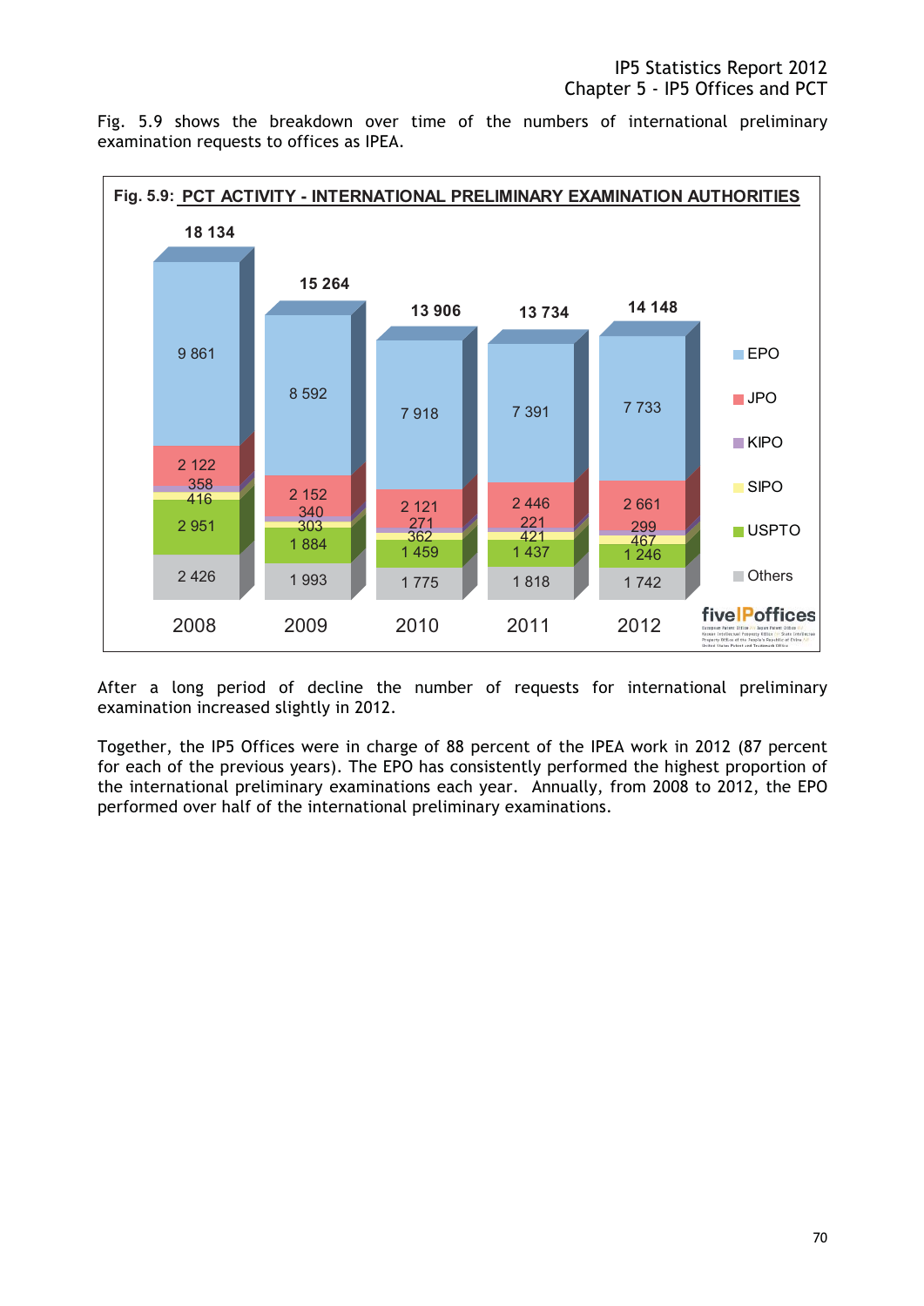Fig. 5.9 shows the breakdown over time of the numbers of international preliminary examination requests to offices as IPEA.

**Fig. 5.9: PCT ACTIVITY - INTERNATIONAL PRELIMINARY EXAMINATION AUTHORITIES**

18 134
15 264
13 906
13 734
14 148

9 861
2 122
358
416
2 951
2 426

8 592
2 152
340
303
1 884
1 993

7 918
2 121
271
362
1 459
1 775

7 391
2 446
221
421
1 437
1 818

7 733
2 661
299
467
1 246
1 742

2008
2009
2010
2011
2012

EPO
JPO
KIPO
SIPO
USPTO
Others

fiveIPoffices

After a long period of decline the number of requests for international preliminary examination increased slightly in 2012.

Together, the IP5 Offices were in charge of 88 percent of the IPEA work in 2012 (87 percent for each of the previous years). The EPO has consistently performed the highest proportion of the international preliminary examinations each year. Annually, from 2008 to 2012, the EPO performed over half of the international preliminary examinations.